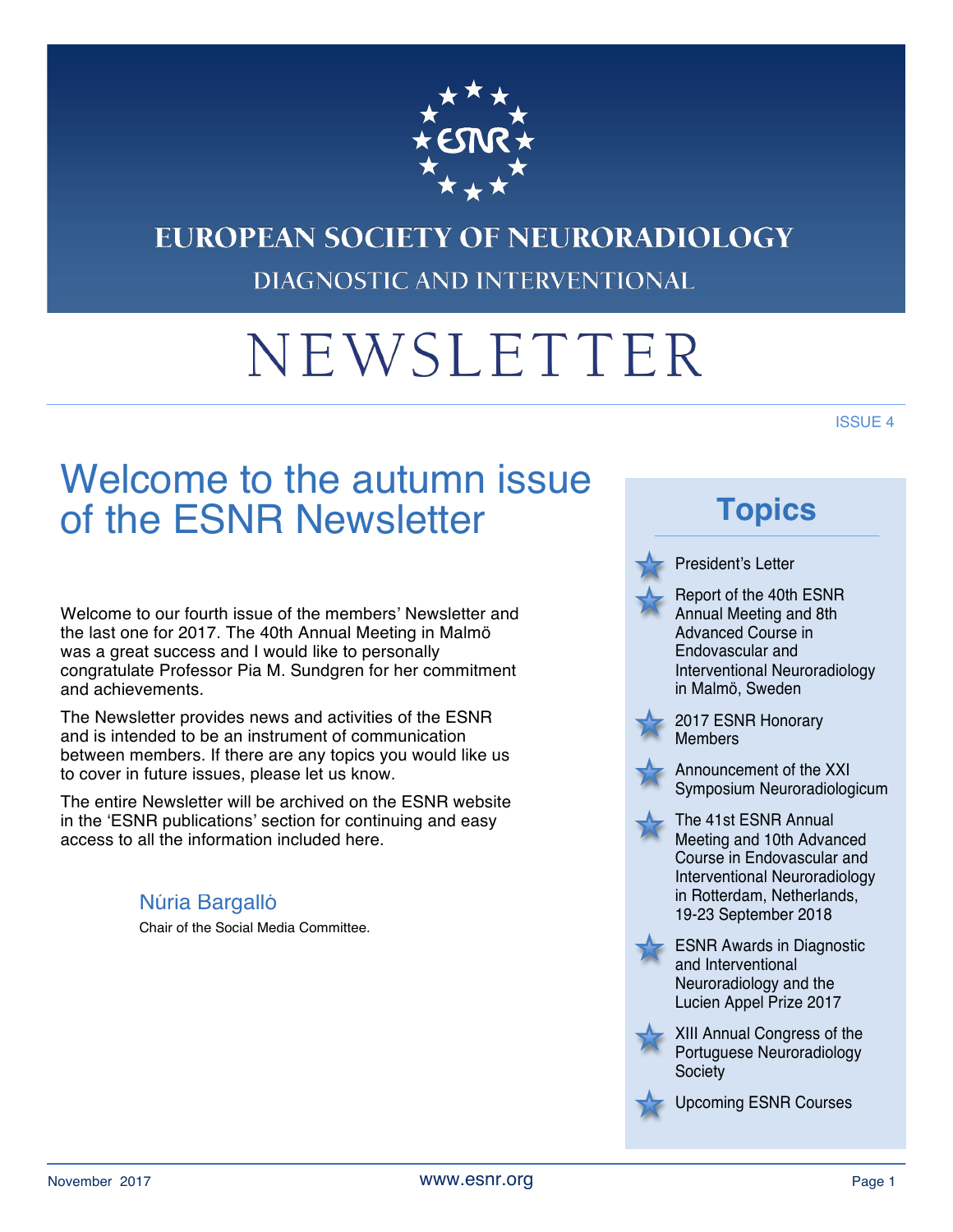# EUROPEAN SOCIETY OF NEURORADIOLOGY

DIAGNOSTIC AND INTERVENTIONAL

# NEWSLETTER

ISSUE 4

## Welcome to the autumn issue of the ESNR Newsletter

Welcome to our fourth issue of the members' Newsletter and the last one for 2017. The 40th Annual Meeting in Malmö was a great success and I would like to personally congratulate Professor Pia M. Sundgren for her commitment and achievements.

The Newsletter provides news and activities of the ESNR and is intended to be an instrument of communication between members. If there are any topics you would like us to cover in future issues, please let us know.

The entire Newsletter will be archived on the ESNR website in the 'ESNR publications' section for continuing and easy access to all the information included here.

Núria Bargalló

Chair of the Social Media Committee.

## Topics

- President's Letter
- Report of the 40th ESNR Annual Meeting and 8th Advanced Course in Endovascular and Interventional Neuroradiology in Malmö, Sweden
- 2017 ESNR Honorary Members
- Announcement of the XXI Symposium Neuroradiologicum
- The 41st ESNR Annual Meeting and 10th Advanced Course in Endovascular and Interventional Neuroradiology in Rotterdam, Netherlands, 19-23 September 2018
- ESNR Awards in Diagnostic and Interventional Neuroradiology and the Lucien Appel Prize 2017
- XIII Annual Congress of the Portuguese Neuroradiology Society
- Upcoming ESNR Courses

November 2017 www.esnr.org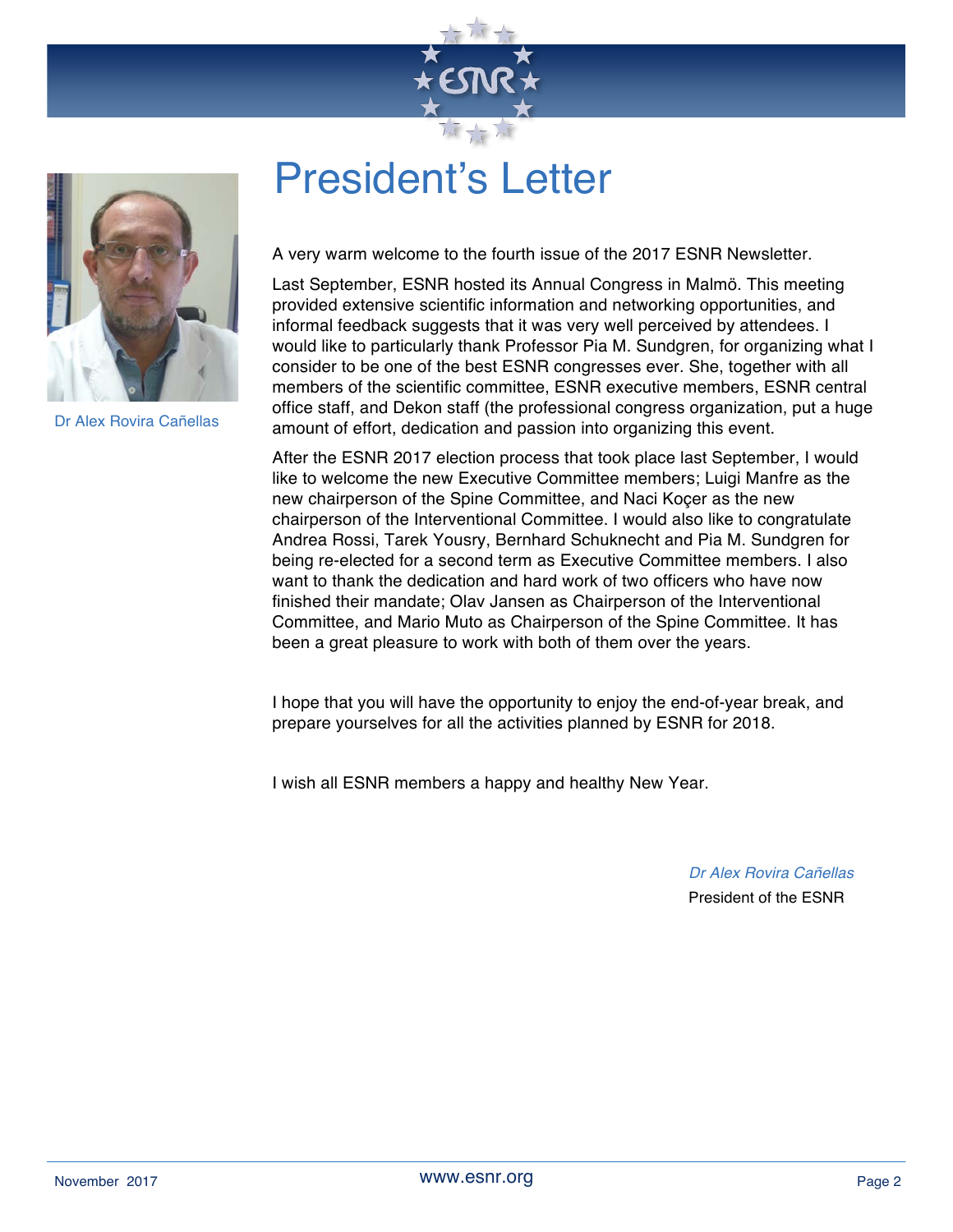# President's Letter

Dr Alex Rovira Cañellas

A very warm welcome to the fourth issue of the 2017 ESNR Newsletter.

Last September, ESNR hosted its Annual Congress in Malmö. This meeting provided extensive scientific information and networking opportunities, and informal feedback suggests that it was very well perceived by attendees. I would like to particularly thank Professor Pia M. Sundgren, for organizing what I consider to be one of the best ESNR congresses ever. She, together with all members of the scientific committee, ESNR executive members, ESNR central office staff, and Dekon staff (the professional congress organization, put a huge amount of effort, dedication and passion into organizing this event.

After the ESNR 2017 election process that took place last September, I would like to welcome the new Executive Committee members; Luigi Manfre as the new chairperson of the Spine Committee, and Naci Koçer as the new chairperson of the Interventional Committee. I would also like to congratulate Andrea Rossi, Tarek Yousry, Bernhard Schuknecht and Pia M. Sundgren for being re-elected for a second term as Executive Committee members. I also want to thank the dedication and hard work of two officers who have now finished their mandate; Olav Jansen as Chairperson of the Interventional Committee, and Mario Muto as Chairperson of the Spine Committee. It has been a great pleasure to work with both of them over the years.

I hope that you will have the opportunity to enjoy the end-of-year break, and prepare yourselves for all the activities planned by ESNR for 2018.

I wish all ESNR members a happy and healthy New Year.

*Dr Alex Rovira Cañellas*
President of the ESNR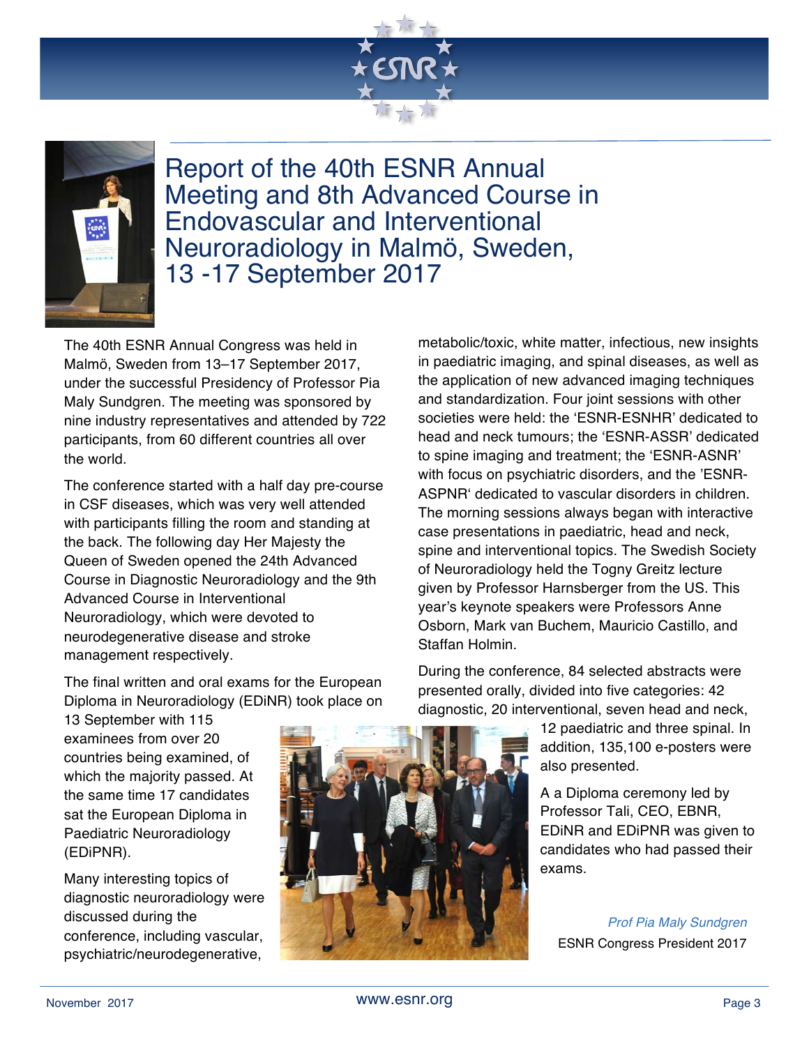# Report of the 40th ESNR Annual Meeting and 8th Advanced Course in Endovascular and Interventional Neuroradiology in Malmö, Sweden, 13 -17 September 2017

The 40th ESNR Annual Congress was held in Malmö, Sweden from 13–17 September 2017, under the successful Presidency of Professor Pia Maly Sundgren. The meeting was sponsored by nine industry representatives and attended by 722 participants, from 60 different countries all over the world.

The conference started with a half day pre-course in CSF diseases, which was very well attended with participants filling the room and standing at the back. The following day Her Majesty the Queen of Sweden opened the 24th Advanced Course in Diagnostic Neuroradiology and the 9th Advanced Course in Interventional Neuroradiology, which were devoted to neurodegenerative disease and stroke management respectively.

The final written and oral exams for the European Diploma in Neuroradiology (EDiNR) took place on 13 September with 115 examinees from over 20 countries being examined, of which the majority passed. At the same time 17 candidates sat the European Diploma in Paediatric Neuroradiology (EDiPNR).

Many interesting topics of diagnostic neuroradiology were discussed during the conference, including vascular, psychiatric/neurodegenerative, metabolic/toxic, white matter, infectious, new insights in paediatric imaging, and spinal diseases, as well as the application of new advanced imaging techniques and standardization. Four joint sessions with other societies were held: the 'ESNR-ESNHR' dedicated to head and neck tumours; the 'ESNR-ASSR' dedicated to spine imaging and treatment; the 'ESNR-ASNR' with focus on psychiatric disorders, and the 'ESNR-ASPNR' dedicated to vascular disorders in children. The morning sessions always began with interactive case presentations in paediatric, head and neck, spine and interventional topics. The Swedish Society of Neuroradiology held the Togny Greitz lecture given by Professor Harnsberger from the US. This year's keynote speakers were Professors Anne Osborn, Mark van Buchem, Mauricio Castillo, and Staffan Holmin.

During the conference, 84 selected abstracts were presented orally, divided into five categories: 42 diagnostic, 20 interventional, seven head and neck, 12 paediatric and three spinal. In addition, 135,100 e-posters were also presented.

A a Diploma ceremony led by Professor Tali, CEO, EBNR, EDiNR and EDiPNR was given to candidates who had passed their exams.

*Prof Pia Maly Sundgren*
ESNR Congress President 2017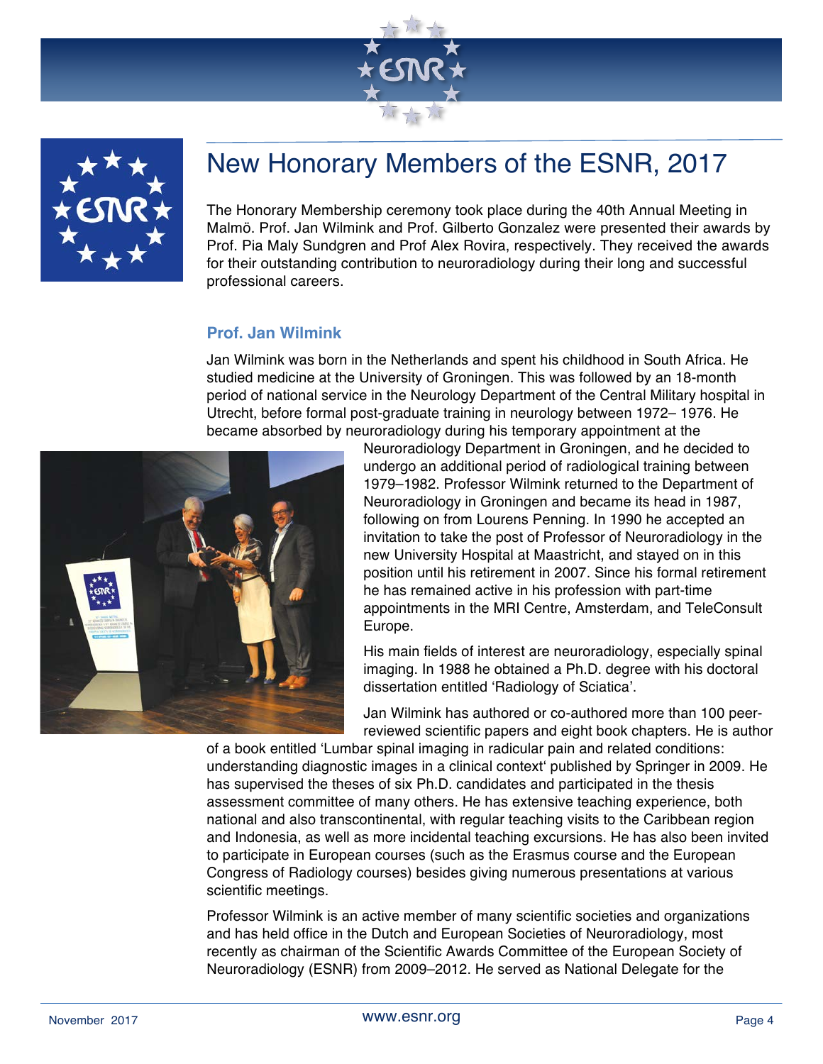# New Honorary Members of the ESNR, 2017

The Honorary Membership ceremony took place during the 40th Annual Meeting in Malmö. Prof. Jan Wilmink and Prof. Gilberto Gonzalez were presented their awards by Prof. Pia Maly Sundgren and Prof Alex Rovira, respectively. They received the awards for their outstanding contribution to neuroradiology during their long and successful professional careers.

## Prof. Jan Wilmink

Jan Wilmink was born in the Netherlands and spent his childhood in South Africa. He studied medicine at the University of Groningen. This was followed by an 18-month period of national service in the Neurology Department of the Central Military hospital in Utrecht, before formal post-graduate training in neurology between 1972– 1976. He became absorbed by neuroradiology during his temporary appointment at the Neuroradiology Department in Groningen, and he decided to undergo an additional period of radiological training between 1979–1982. Professor Wilmink returned to the Department of Neuroradiology in Groningen and became its head in 1987, following on from Lourens Penning. In 1990 he accepted an invitation to take the post of Professor of Neuroradiology in the new University Hospital at Maastricht, and stayed on in this position until his retirement in 2007. Since his formal retirement he has remained active in his profession with part-time appointments in the MRI Centre, Amsterdam, and TeleConsult Europe.

His main fields of interest are neuroradiology, especially spinal imaging. In 1988 he obtained a Ph.D. degree with his doctoral dissertation entitled 'Radiology of Sciatica'.

Jan Wilmink has authored or co-authored more than 100 peer-reviewed scientific papers and eight book chapters. He is author of a book entitled 'Lumbar spinal imaging in radicular pain and related conditions: understanding diagnostic images in a clinical context' published by Springer in 2009. He has supervised the theses of six Ph.D. candidates and participated in the thesis assessment committee of many others. He has extensive teaching experience, both national and also transcontinental, with regular teaching visits to the Caribbean region and Indonesia, as well as more incidental teaching excursions. He has also been invited to participate in European courses (such as the Erasmus course and the European Congress of Radiology courses) besides giving numerous presentations at various scientific meetings.

Professor Wilmink is an active member of many scientific societies and organizations and has held office in the Dutch and European Societies of Neuroradiology, most recently as chairman of the Scientific Awards Committee of the European Society of Neuroradiology (ESNR) from 2009–2012. He served as National Delegate for the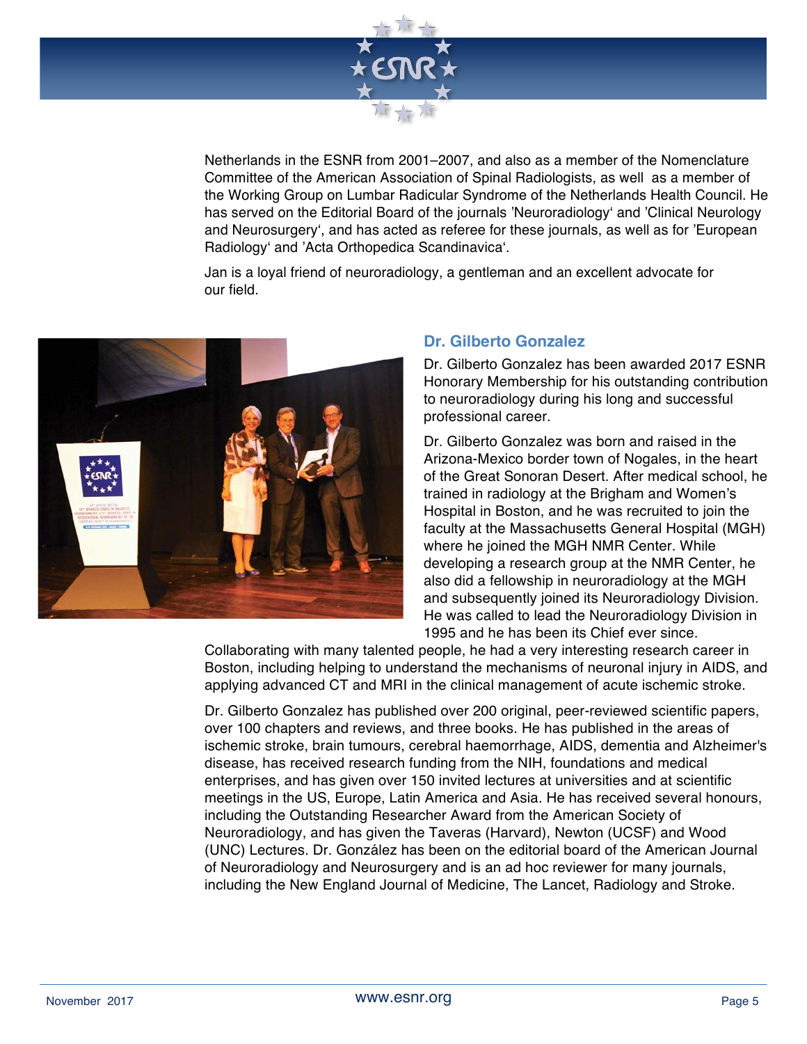Netherlands in the ESNR from 2001–2007, and also as a member of the Nomenclature Committee of the American Association of Spinal Radiologists, as well as a member of the Working Group on Lumbar Radicular Syndrome of the Netherlands Health Council. He has served on the Editorial Board of the journals 'Neuroradiology' and 'Clinical Neurology and Neurosurgery', and has acted as referee for these journals, as well as for 'European Radiology' and 'Acta Orthopedica Scandinavica'.

Jan is a loyal friend of neuroradiology, a gentleman and an excellent advocate for our field.

### Dr. Gilberto Gonzalez

Dr. Gilberto Gonzalez has been awarded 2017 ESNR Honorary Membership for his outstanding contribution to neuroradiology during his long and successful professional career.

Dr. Gilberto Gonzalez was born and raised in the Arizona-Mexico border town of Nogales, in the heart of the Great Sonoran Desert. After medical school, he trained in radiology at the Brigham and Women's Hospital in Boston, and he was recruited to join the faculty at the Massachusetts General Hospital (MGH) where he joined the MGH NMR Center. While developing a research group at the NMR Center, he also did a fellowship in neuroradiology at the MGH and subsequently joined its Neuroradiology Division. He was called to lead the Neuroradiology Division in 1995 and he has been its Chief ever since. Collaborating with many talented people, he had a very interesting research career in Boston, including helping to understand the mechanisms of neuronal injury in AIDS, and applying advanced CT and MRI in the clinical management of acute ischemic stroke.

Dr. Gilberto Gonzalez has published over 200 original, peer-reviewed scientific papers, over 100 chapters and reviews, and three books. He has published in the areas of ischemic stroke, brain tumours, cerebral haemorrhage, AIDS, dementia and Alzheimer's disease, has received research funding from the NIH, foundations and medical enterprises, and has given over 150 invited lectures at universities and at scientific meetings in the US, Europe, Latin America and Asia. He has received several honours, including the Outstanding Researcher Award from the American Society of Neuroradiology, and has given the Taveras (Harvard), Newton (UCSF) and Wood (UNC) Lectures. Dr. González has been on the editorial board of the American Journal of Neuroradiology and Neurosurgery and is an ad hoc reviewer for many journals, including the New England Journal of Medicine, The Lancet, Radiology and Stroke.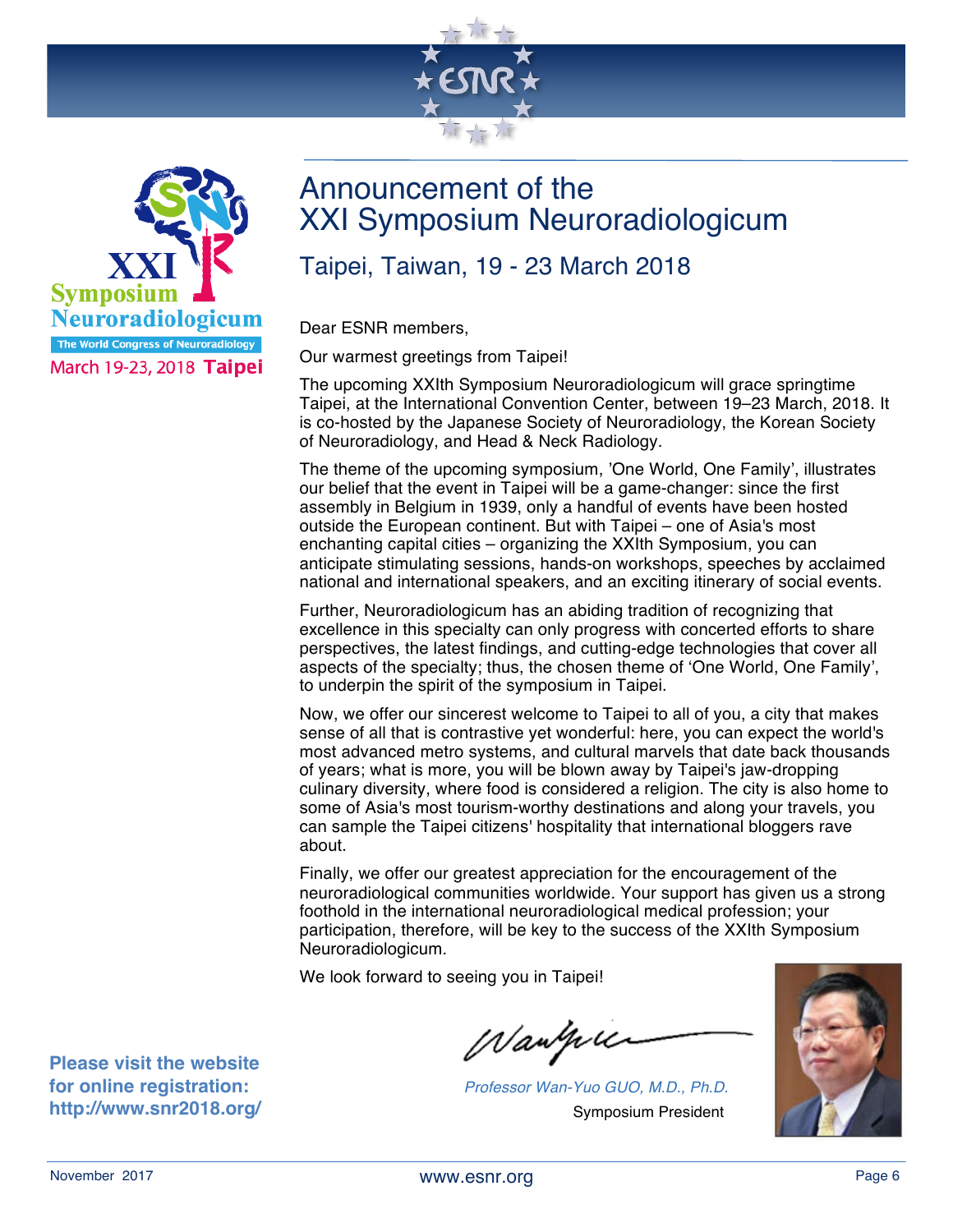# Announcement of the XXI Symposium Neuroradiologicum

## Taipei, Taiwan, 19 - 23 March 2018

Dear ESNR members,

Our warmest greetings from Taipei!

The upcoming XXIth Symposium Neuroradiologicum will grace springtime Taipei, at the International Convention Center, between 19–23 March, 2018. It is co-hosted by the Japanese Society of Neuroradiology, the Korean Society of Neuroradiology, and Head & Neck Radiology.

The theme of the upcoming symposium, 'One World, One Family', illustrates our belief that the event in Taipei will be a game-changer: since the first assembly in Belgium in 1939, only a handful of events have been hosted outside the European continent. But with Taipei – one of Asia's most enchanting capital cities – organizing the XXIth Symposium, you can anticipate stimulating sessions, hands-on workshops, speeches by acclaimed national and international speakers, and an exciting itinerary of social events.

Further, Neuroradiologicum has an abiding tradition of recognizing that excellence in this specialty can only progress with concerted efforts to share perspectives, the latest findings, and cutting-edge technologies that cover all aspects of the specialty; thus, the chosen theme of 'One World, One Family', to underpin the spirit of the symposium in Taipei.

Now, we offer our sincerest welcome to Taipei to all of you, a city that makes sense of all that is contrastive yet wonderful: here, you can expect the world's most advanced metro systems, and cultural marvels that date back thousands of years; what is more, you will be blown away by Taipei's jaw-dropping culinary diversity, where food is considered a religion. The city is also home to some of Asia's most tourism-worthy destinations and along your travels, you can sample the Taipei citizens' hospitality that international bloggers rave about.

Finally, we offer our greatest appreciation for the encouragement of the neuroradiological communities worldwide. Your support has given us a strong foothold in the international neuroradiological medical profession; your participation, therefore, will be key to the success of the XXIth Symposium Neuroradiologicum.

We look forward to seeing you in Taipei!

*Professor Wan-Yuo GUO, M.D., Ph.D.*
Symposium President

**Please visit the website for online registration: http://www.snr2018.org/**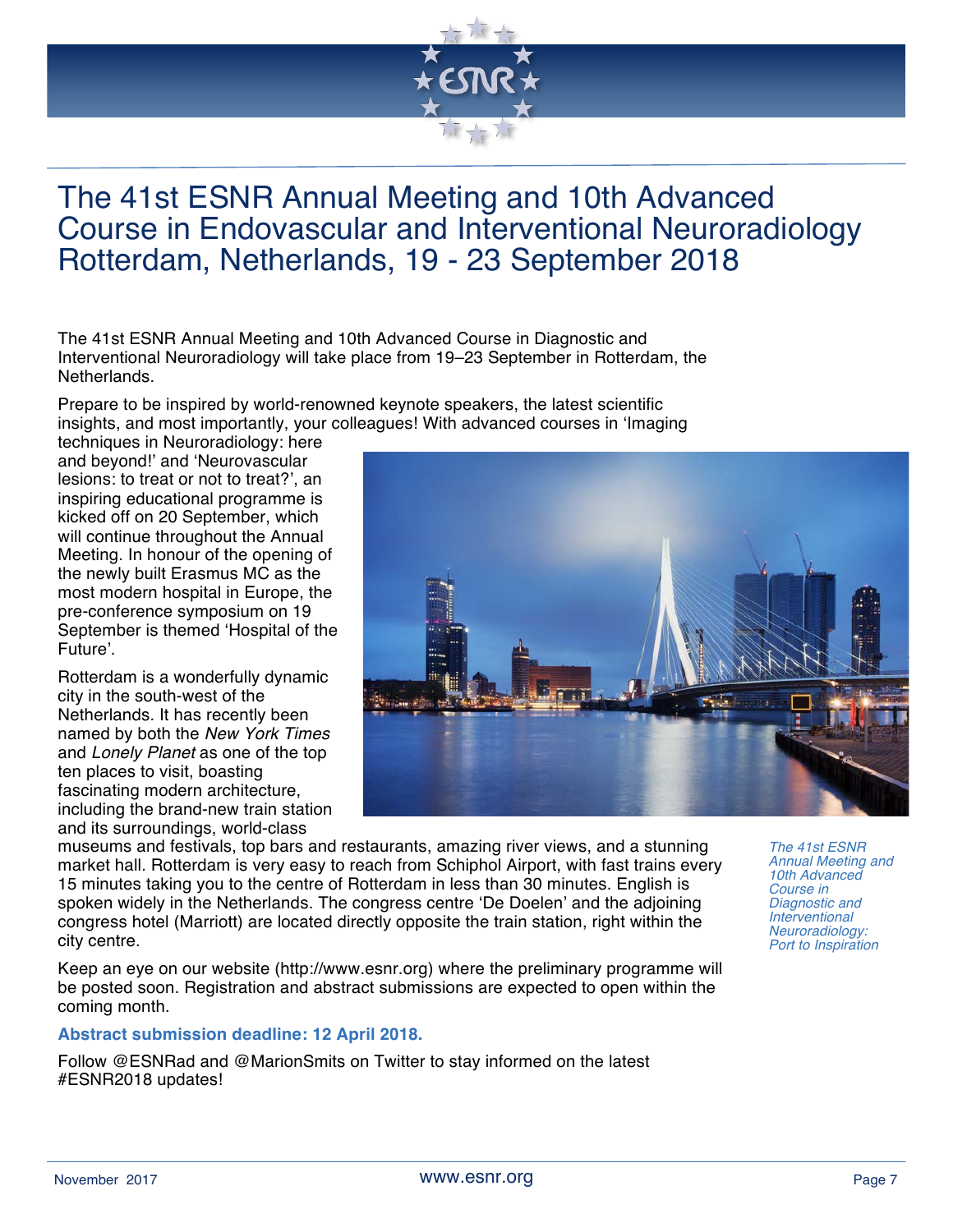# The 41st ESNR Annual Meeting and 10th Advanced Course in Endovascular and Interventional Neuroradiology Rotterdam, Netherlands, 19 - 23 September 2018

The 41st ESNR Annual Meeting and 10th Advanced Course in Diagnostic and Interventional Neuroradiology will take place from 19–23 September in Rotterdam, the Netherlands.

Prepare to be inspired by world-renowned keynote speakers, the latest scientific insights, and most importantly, your colleagues! With advanced courses in 'Imaging techniques in Neuroradiology: here and beyond!' and 'Neurovascular lesions: to treat or not to treat?', an inspiring educational programme is kicked off on 20 September, which will continue throughout the Annual Meeting. In honour of the opening of the newly built Erasmus MC as the most modern hospital in Europe, the pre-conference symposium on 19 September is themed 'Hospital of the Future'.

Rotterdam is a wonderfully dynamic city in the south-west of the Netherlands. It has recently been named by both the *New York Times* and *Lonely Planet* as one of the top ten places to visit, boasting fascinating modern architecture, including the brand-new train station and its surroundings, world-class museums and festivals, top bars and restaurants, amazing river views, and a stunning market hall. Rotterdam is very easy to reach from Schiphol Airport, with fast trains every 15 minutes taking you to the centre of Rotterdam in less than 30 minutes. English is spoken widely in the Netherlands. The congress centre 'De Doelen' and the adjoining congress hotel (Marriott) are located directly opposite the train station, right within the city centre.

*The 41st ESNR Annual Meeting and 10th Advanced Course in Diagnostic and Interventional Neuroradiology: Port to Inspiration*

Keep an eye on our website (http://www.esnr.org) where the preliminary programme will be posted soon. Registration and abstract submissions are expected to open within the coming month.

**Abstract submission deadline: 12 April 2018.**

Follow @ESNRad and @MarionSmits on Twitter to stay informed on the latest #ESNR2018 updates!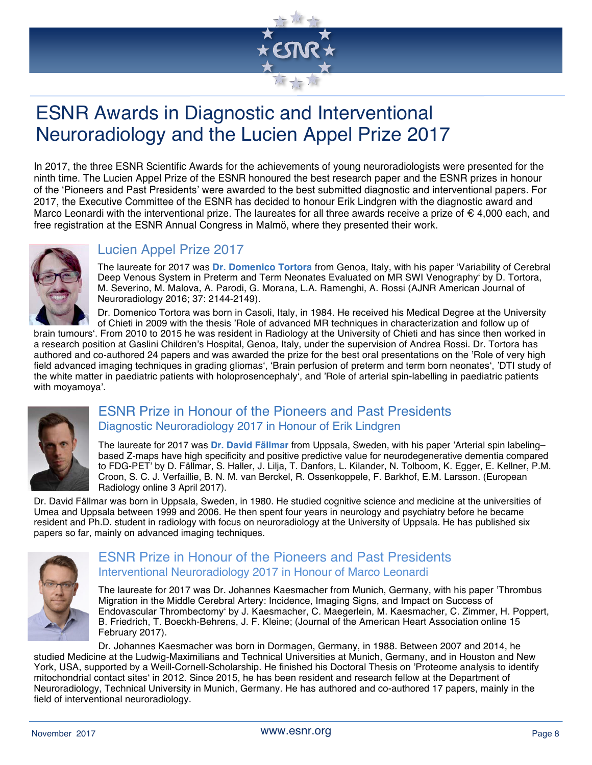# ESNR Awards in Diagnostic and Interventional Neuroradiology and the Lucien Appel Prize 2017

In 2017, the three ESNR Scientific Awards for the achievements of young neuroradiologists were presented for the ninth time. The Lucien Appel Prize of the ESNR honoured the best research paper and the ESNR prizes in honour of the 'Pioneers and Past Presidents' were awarded to the best submitted diagnostic and interventional papers. For 2017, the Executive Committee of the ESNR has decided to honour Erik Lindgren with the diagnostic award and Marco Leonardi with the interventional prize. The laureates for all three awards receive a prize of € 4,000 each, and free registration at the ESNR Annual Congress in Malmö, where they presented their work.

## Lucien Appel Prize 2017

The laureate for 2017 was **Dr. Domenico Tortora** from Genoa, Italy, with his paper 'Variability of Cerebral Deep Venous System in Preterm and Term Neonates Evaluated on MR SWI Venography' by D. Tortora, M. Severino, M. Malova, A. Parodi, G. Morana, L.A. Ramenghi, A. Rossi (AJNR American Journal of Neuroradiology 2016; 37: 2144-2149).

Dr. Domenico Tortora was born in Casoli, Italy, in 1984. He received his Medical Degree at the University of Chieti in 2009 with the thesis 'Role of advanced MR techniques in characterization and follow up of brain tumours'. From 2010 to 2015 he was resident in Radiology at the University of Chieti and has since then worked in a research position at Gaslini Children's Hospital, Genoa, Italy, under the supervision of Andrea Rossi. Dr. Tortora has authored and co-authored 24 papers and was awarded the prize for the best oral presentations on the 'Role of very high field advanced imaging techniques in grading gliomas', 'Brain perfusion of preterm and term born neonates', 'DTI study of the white matter in paediatric patients with holoprosencephaly', and 'Role of arterial spin-labelling in paediatric patients with moyamoya'.

## ESNR Prize in Honour of the Pioneers and Past Presidents

### Diagnostic Neuroradiology 2017 in Honour of Erik Lindgren

The laureate for 2017 was **Dr. David Fällmar** from Uppsala, Sweden, with his paper 'Arterial spin labeling–based Z-maps have high specificity and positive predictive value for neurodegenerative dementia compared to FDG-PET' by D. Fällmar, S. Haller, J. Lilja, T. Danfors, L. Kilander, N. Tolboom, K. Egger, E. Kellner, P.M. Croon, S. C. J. Verfaillie, B. N. M. van Berckel, R. Ossenkoppele, F. Barkhof, E.M. Larsson. (European Radiology online 3 April 2017).

Dr. David Fällmar was born in Uppsala, Sweden, in 1980. He studied cognitive science and medicine at the universities of Umea and Uppsala between 1999 and 2006. He then spent four years in neurology and psychiatry before he became resident and Ph.D. student in radiology with focus on neuroradiology at the University of Uppsala. He has published six papers so far, mainly on advanced imaging techniques.

## ESNR Prize in Honour of the Pioneers and Past Presidents

### Interventional Neuroradiology 2017 in Honour of Marco Leonardi

The laureate for 2017 was Dr. Johannes Kaesmacher from Munich, Germany, with his paper 'Thrombus Migration in the Middle Cerebral Artery: Incidence, Imaging Signs, and Impact on Success of Endovascular Thrombectomy' by J. Kaesmacher, C. Maegerlein, M. Kaesmacher, C. Zimmer, H. Poppert, B. Friedrich, T. Boeckh-Behrens, J. F. Kleine; (Journal of the American Heart Association online 15 February 2017).

Dr. Johannes Kaesmacher was born in Dormagen, Germany, in 1988. Between 2007 and 2014, he studied Medicine at the Ludwig-Maximilians and Technical Universities at Munich, Germany, and in Houston and New York, USA, supported by a Weill-Cornell-Scholarship. He finished his Doctoral Thesis on 'Proteome analysis to identify mitochondrial contact sites' in 2012. Since 2015, he has been resident and research fellow at the Department of Neuroradiology, Technical University in Munich, Germany. He has authored and co-authored 17 papers, mainly in the field of interventional neuroradiology.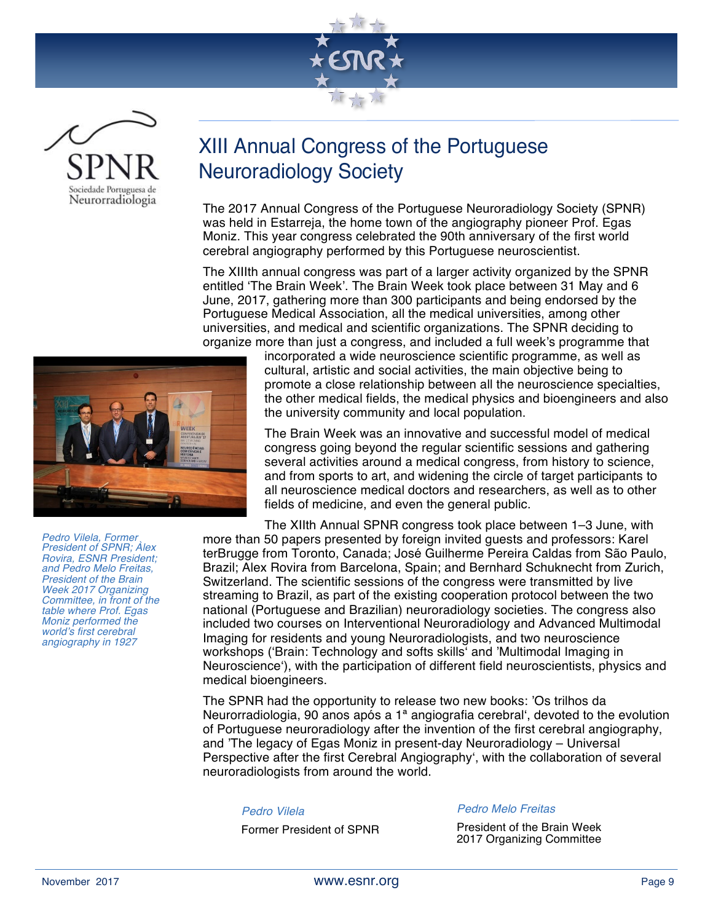# XIII Annual Congress of the Portuguese Neuroradiology Society

The 2017 Annual Congress of the Portuguese Neuroradiology Society (SPNR) was held in Estarreja, the home town of the angiography pioneer Prof. Egas Moniz. This year congress celebrated the 90th anniversary of the first world cerebral angiography performed by this Portuguese neuroscientist.

The XIIIth annual congress was part of a larger activity organized by the SPNR entitled 'The Brain Week'. The Brain Week took place between 31 May and 6 June, 2017, gathering more than 300 participants and being endorsed by the Portuguese Medical Association, all the medical universities, among other universities, and medical and scientific organizations. The SPNR deciding to organize more than just a congress, and included a full week's programme that incorporated a wide neuroscience scientific programme, as well as cultural, artistic and social activities, the main objective being to promote a close relationship between all the neuroscience specialties, the other medical fields, the medical physics and bioengineers and also the university community and local population.

*Pedro Vilela, Former President of SPNR; Àlex Rovira, ESNR President; and Pedro Melo Freitas, President of the Brain Week 2017 Organizing Committee, in front of the table where Prof. Egas Moniz performed the world's first cerebral angiography in 1927*

The Brain Week was an innovative and successful model of medical congress going beyond the regular scientific sessions and gathering several activities around a medical congress, from history to science, and from sports to art, and widening the circle of target participants to all neuroscience medical doctors and researchers, as well as to other fields of medicine, and even the general public.

The XIIth Annual SPNR congress took place between 1–3 June, with more than 50 papers presented by foreign invited guests and professors: Karel terBrugge from Toronto, Canada; José Guilherme Pereira Caldas from São Paulo, Brazil; Alex Rovira from Barcelona, Spain; and Bernhard Schuknecht from Zurich, Switzerland. The scientific sessions of the congress were transmitted by live streaming to Brazil, as part of the existing cooperation protocol between the two national (Portuguese and Brazilian) neuroradiology societies. The congress also included two courses on Interventional Neuroradiology and Advanced Multimodal Imaging for residents and young Neuroradiologists, and two neuroscience workshops ('Brain: Technology and softs skills' and 'Multimodal Imaging in Neuroscience'), with the participation of different field neuroscientists, physics and medical bioengineers.

The SPNR had the opportunity to release two new books: 'Os trilhos da Neurorradiologia, 90 anos após a 1ª angiografia cerebral', devoted to the evolution of Portuguese neuroradiology after the invention of the first cerebral angiography, and 'The legacy of Egas Moniz in present-day Neuroradiology – Universal Perspective after the first Cerebral Angiography', with the collaboration of several neuroradiologists from around the world.

*Pedro Vilela*
Former President of SPNR

*Pedro Melo Freitas*
President of the Brain Week 2017 Organizing Committee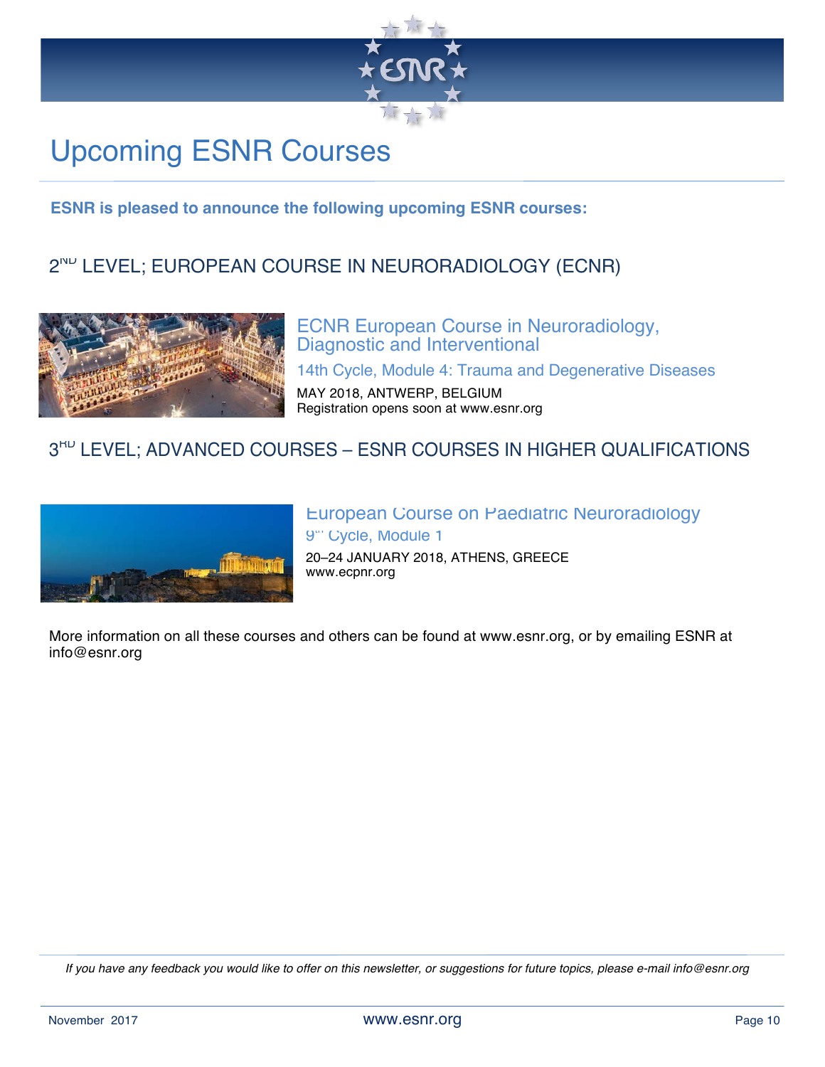# Upcoming ESNR Courses

**ESNR is pleased to announce the following upcoming ESNR courses:**

## 2ND LEVEL; EUROPEAN COURSE IN NEURORADIOLOGY (ECNR)

### ECNR European Course in Neuroradiology, Diagnostic and Interventional

14th Cycle, Module 4: Trauma and Degenerative Diseases

MAY 2018, ANTWERP, BELGIUM
Registration opens soon at www.esnr.org

## 3RD LEVEL; ADVANCED COURSES – ESNR COURSES IN HIGHER QUALIFICATIONS

### European Course on Paediatric Neuroradiology

9th Cycle, Module 1

20–24 JANUARY 2018, ATHENS, GREECE
www.ecpnr.org

More information on all these courses and others can be found at www.esnr.org, or by emailing ESNR at info@esnr.org

*If you have any feedback you would like to offer on this newsletter, or suggestions for future topics, please e-mail info@esnr.org*